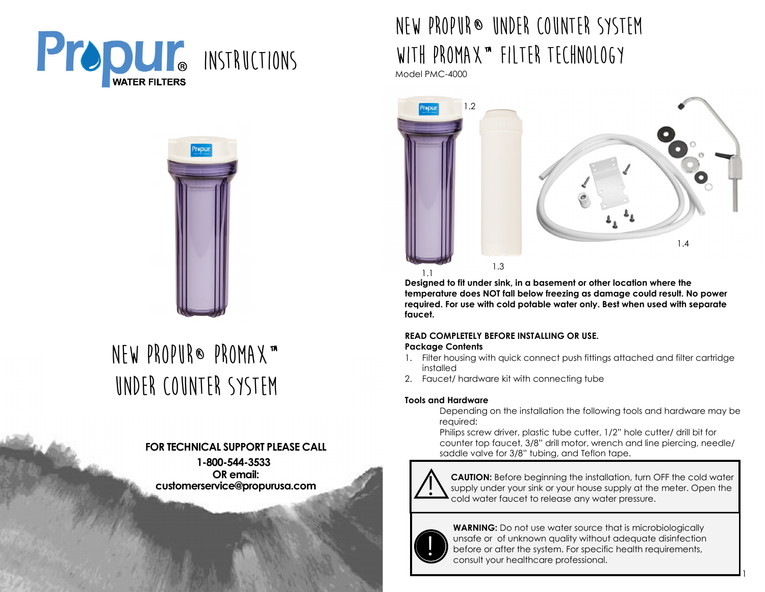Propur® WATER FILTERS

INSTRUCTIONS

# NEW PROPUR® PROMAX™ UNDER COUNTER SYSTEM

**FOR TECHNICAL SUPPORT PLEASE CALL**
**1-800-544-3533**
**OR email:**
**customerservice@propurusa.com**

# NEW PROPUR® UNDER COUNTER SYSTEM WITH PROMAX™ FILTER TECHNOLOGY

Model PMC-4000

1.1
1.2
1.3
1.4

**Designed to fit under sink, in a basement or other location where the temperature does NOT fall below freezing as damage could result. No power required. For use with cold potable water only. Best when used with separate faucet.**

**READ COMPLETELY BEFORE INSTALLING OR USE.**

**Package Contents**

1. Filter housing with quick connect push fittings attached and filter cartridge installed
2. Faucet/ hardware kit with connecting tube

**Tools and Hardware**

Depending on the installation the following tools and hardware may be required:
Philips screw driver, plastic tube cutter, 1/2" hole cutter/ drill bit for counter top faucet, 3/8" drill motor, wrench and line piercing, needle/ saddle valve for 3/8" tubing, and Teflon tape.

**CAUTION:** Before beginning the installation, turn OFF the cold water supply under your sink or your house supply at the meter. Open the cold water faucet to release any water pressure.

**WARNING:** Do not use water source that is microbiologically unsafe or of unknown quality without adequate disinfection before or after the system. For specific health requirements, consult your healthcare professional.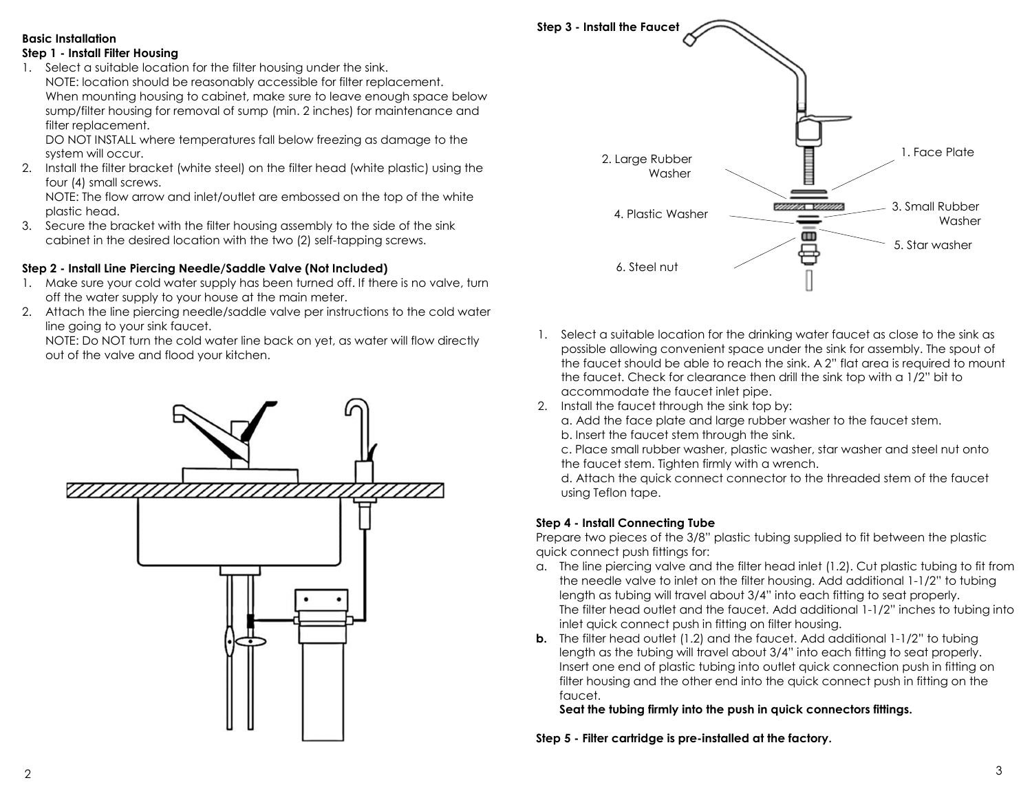**Basic Installation**

**Step 1 - Install Filter Housing**

1. Select a suitable location for the filter housing under the sink.
   NOTE: location should be reasonably accessible for filter replacement.
   When mounting housing to cabinet, make sure to leave enough space below sump/filter housing for removal of sump (min. 2 inches) for maintenance and filter replacement.
   DO NOT INSTALL where temperatures fall below freezing as damage to the system will occur.
2. Install the filter bracket (white steel) on the filter head (white plastic) using the four (4) small screws.
   NOTE: The flow arrow and inlet/outlet are embossed on the top of the white plastic head.
3. Secure the bracket with the filter housing assembly to the side of the sink cabinet in the desired location with the two (2) self-tapping screws.

**Step 2 - Install Line Piercing Needle/Saddle Valve (Not Included)**

1. Make sure your cold water supply has been turned off. If there is no valve, turn off the water supply to your house at the main meter.
2. Attach the line piercing needle/saddle valve per instructions to the cold water line going to your sink faucet.
   NOTE: Do NOT turn the cold water line back on yet, as water will flow directly out of the valve and flood your kitchen.

**Step 3 - Install the Faucet**

1. Face Plate
2. Large Rubber Washer
3. Small Rubber Washer
4. Plastic Washer
5. Star washer
6. Steel nut

1. Select a suitable location for the drinking water faucet as close to the sink as possible allowing convenient space under the sink for assembly. The spout of the faucet should be able to reach the sink. A 2" flat area is required to mount the faucet. Check for clearance then drill the sink top with a 1/2" bit to accommodate the faucet inlet pipe.
2. Install the faucet through the sink top by:
   a. Add the face plate and large rubber washer to the faucet stem.
   b. Insert the faucet stem through the sink.
   c. Place small rubber washer, plastic washer, star washer and steel nut onto the faucet stem. Tighten firmly with a wrench.
   d. Attach the quick connect connector to the threaded stem of the faucet using Teflon tape.

**Step 4 - Install Connecting Tube**

Prepare two pieces of the 3/8" plastic tubing supplied to fit between the plastic quick connect push fittings for:

a. The line piercing valve and the filter head inlet (1.2). Cut plastic tubing to fit from the needle valve to inlet on the filter housing. Add additional 1-1/2" to tubing length as tubing will travel about 3/4" into each fitting to seat properly.
   The filter head outlet and the faucet. Add additional 1-1/2" inches to tubing into inlet quick connect push in fitting on filter housing.
**b.** The filter head outlet (1.2) and the faucet. Add additional 1-1/2" to tubing length as the tubing will travel about 3/4" into each fitting to seat properly. Insert one end of plastic tubing into outlet quick connection push in fitting on filter housing and the other end into the quick connect push in fitting on the faucet.
   **Seat the tubing firmly into the push in quick connectors fittings.**

**Step 5 - Filter cartridge is pre-installed at the factory.**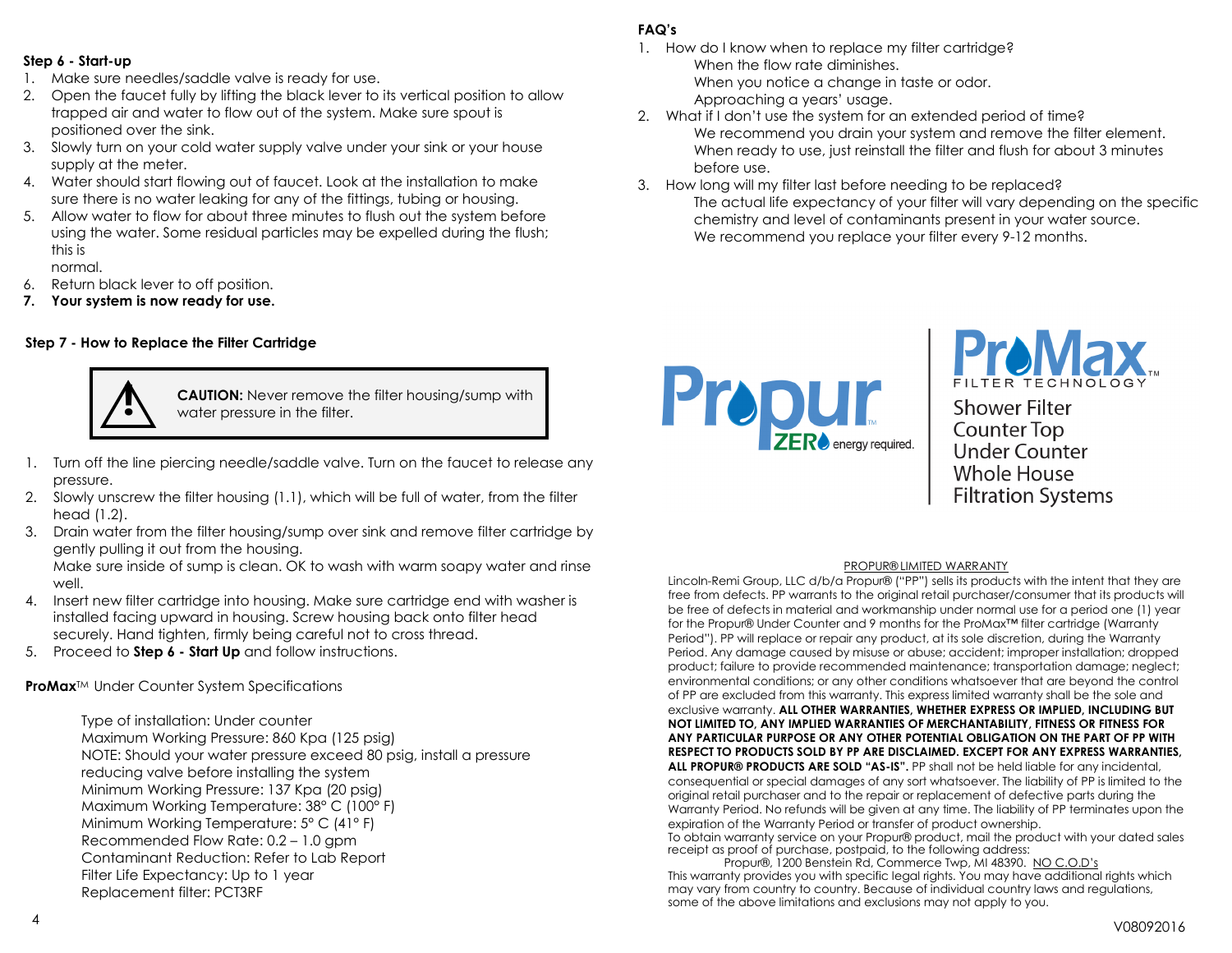**Step 6 - Start-up**

1. Make sure needles/saddle valve is ready for use.
2. Open the faucet fully by lifting the black lever to its vertical position to allow trapped air and water to flow out of the system. Make sure spout is positioned over the sink.
3. Slowly turn on your cold water supply valve under your sink or your house supply at the meter.
4. Water should start flowing out of faucet. Look at the installation to make sure there is no water leaking for any of the fittings, tubing or housing.
5. Allow water to flow for about three minutes to flush out the system before using the water. Some residual particles may be expelled during the flush; this is normal.
6. Return black lever to off position.
7. **Your system is now ready for use.**

**Step 7 - How to Replace the Filter Cartridge**

**CAUTION:** Never remove the filter housing/sump with water pressure in the filter.

1. Turn off the line piercing needle/saddle valve. Turn on the faucet to release any pressure.
2. Slowly unscrew the filter housing (1.1), which will be full of water, from the filter head (1.2).
3. Drain water from the filter housing/sump over sink and remove filter cartridge by gently pulling it out from the housing.
   Make sure inside of sump is clean. OK to wash with warm soapy water and rinse well.
4. Insert new filter cartridge into housing. Make sure cartridge end with washer is installed facing upward in housing. Screw housing back onto filter head securely. Hand tighten, firmly being careful not to cross thread.
5. Proceed to **Step 6 - Start Up** and follow instructions.

**ProMax**TM Under Counter System Specifications

Type of installation: Under counter
Maximum Working Pressure: 860 Kpa (125 psig)
NOTE: Should your water pressure exceed 80 psig, install a pressure reducing valve before installing the system
Minimum Working Pressure: 137 Kpa (20 psig)
Maximum Working Temperature: 38° C (100° F)
Minimum Working Temperature: 5° C (41° F)
Recommended Flow Rate: 0.2 – 1.0 gpm
Contaminant Reduction: Refer to Lab Report
Filter Life Expectancy: Up to 1 year
Replacement filter: PCT3RF

**FAQ's**

1. How do I know when to replace my filter cartridge?
   When the flow rate diminishes.
   When you notice a change in taste or odor.
   Approaching a years' usage.
2. What if I don't use the system for an extended period of time?
   We recommend you drain your system and remove the filter element. When ready to use, just reinstall the filter and flush for about 3 minutes before use.
3. How long will my filter last before needing to be replaced?
   The actual life expectancy of your filter will vary depending on the specific chemistry and level of contaminants present in your water source.
   We recommend you replace your filter every 9-12 months.

Propur™ ZERO energy required.

ProMax™ FILTER TECHNOLOGY

Shower Filter
Counter Top
Under Counter
Whole House
Filtration Systems

PROPUR® LIMITED WARRANTY

Lincoln-Remi Group, LLC d/b/a Propur® ("PP") sells its products with the intent that they are free from defects. PP warrants to the original retail purchaser/consumer that its products will be free of defects in material and workmanship under normal use for a period one (1) year for the Propur® Under Counter and 9 months for the ProMax™ filter cartridge (Warranty Period"). PP will replace or repair any product, at its sole discretion, during the Warranty Period. Any damage caused by misuse or abuse; accident; improper installation; dropped product; failure to provide recommended maintenance; transportation damage; neglect; environmental conditions; or any other conditions whatsoever that are beyond the control of PP are excluded from this warranty. This express limited warranty shall be the sole and exclusive warranty. **ALL OTHER WARRANTIES, WHETHER EXPRESS OR IMPLIED, INCLUDING BUT NOT LIMITED TO, ANY IMPLIED WARRANTIES OF MERCHANTABILITY, FITNESS OR FITNESS FOR ANY PARTICULAR PURPOSE OR ANY OTHER POTENTIAL OBLIGATION ON THE PART OF PP WITH RESPECT TO PRODUCTS SOLD BY PP ARE DISCLAIMED. EXCEPT FOR ANY EXPRESS WARRANTIES, ALL PROPUR® PRODUCTS ARE SOLD "AS-IS".** PP shall not be held liable for any incidental, consequential or special damages of any sort whatsoever. The liability of PP is limited to the original retail purchaser and to the repair or replacement of defective parts during the Warranty Period. No refunds will be given at any time. The liability of PP terminates upon the expiration of the Warranty Period or transfer of product ownership.
To obtain warranty service on your Propur® product, mail the product with your dated sales receipt as proof of purchase, postpaid, to the following address:
Propur®, 1200 Benstein Rd, Commerce Twp, MI 48390. NO C.O.D's
This warranty provides you with specific legal rights. You may have additional rights which may vary from country to country. Because of individual country laws and regulations, some of the above limitations and exclusions may not apply to you.

V08092016